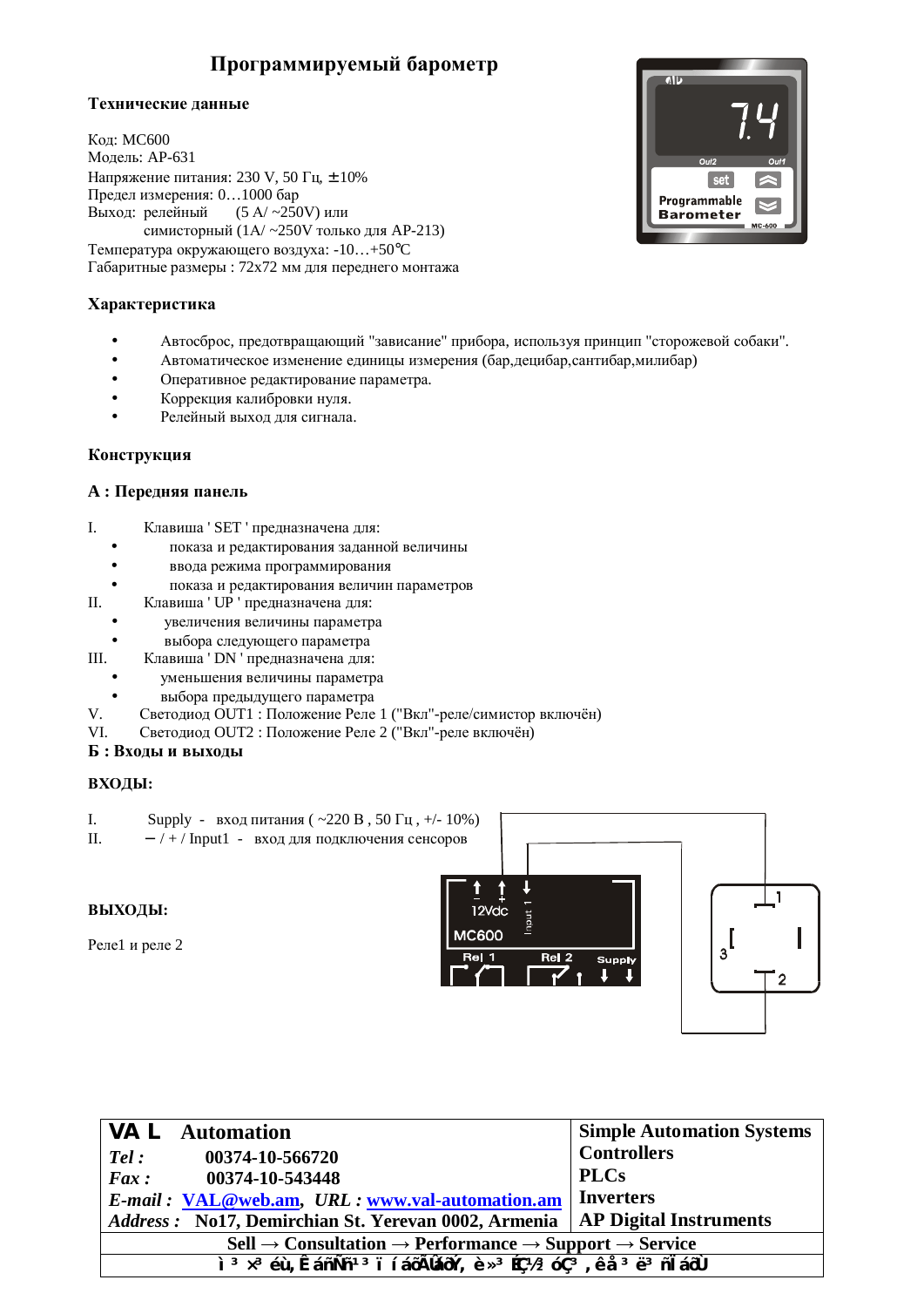# Программируемый барометр

### Технические данные

Код: MC600
Модель: AP-631
Напряжение питания: 230 V, 50 Гц, ±10%
Предел измерения: 0…1000 бар
Выход: релейный (5 A/ ~250V) или
симисторный (1A/ ~250V только для AP-213)
Температура окружающего воздуха: -10…+50°C
Габаритные размеры : 72x72 мм для переднего монтажа

### Характеристика

- Автосброс, предотвращающий "зависание" прибора, используя принцип "сторожевой собаки".
- Автоматическое изменение единицы измерения (бар,децибар,сантибар,милибар)
- Оперативное редактирование параметра.
- Коррекция калибровки нуля.
- Релейный выход для сигнала.

### Конструкция

### А : Передняя панель

I. Клавиша ' SET ' предназначена для:
- показа и редактирования заданной величины
- ввода режима программирования
- показа и редактирования величин параметров

II. Клавиша ' UP ' предназначена для:
- увеличения величины параметра
- выбора следующего параметра

III. Клавиша ' DN ' предназначена для:
- уменьшения величины параметра
- выбора предыдущего параметра

V. Светодиод OUT1 : Положение Реле 1 ("Вкл"-реле/симистор включён)

VI. Светодиод OUT2 : Положение Реле 2 ("Вкл"-реле включён)

### Б : Входы и выходы

**ВХОДЫ:**

I. Supply - вход питания ( ~220 В , 50 Гц , +/- 10%)

II. – / + / Input1 - вход для подключения сенсоров

**ВЫХОДЫ:**

Реле1 и реле 2

| **VAL Automation** | **Simple Automation Systems** |
|---|---|
| ***Tel :*** **00374-10-566720** | **Controllers** |
| ***Fax :*** **00374-10-543448** | **PLCs** |
| ***E-mail :*** **VAL@web.am**, ***URL :*** **www.val-automation.am** | **Inverters** |
| ***Address :*** **No17, Demirchian St. Yerevan 0002, Armenia** | **AP Digital Instruments** |
| **Sell → Consultation → Performance → Support → Service** | |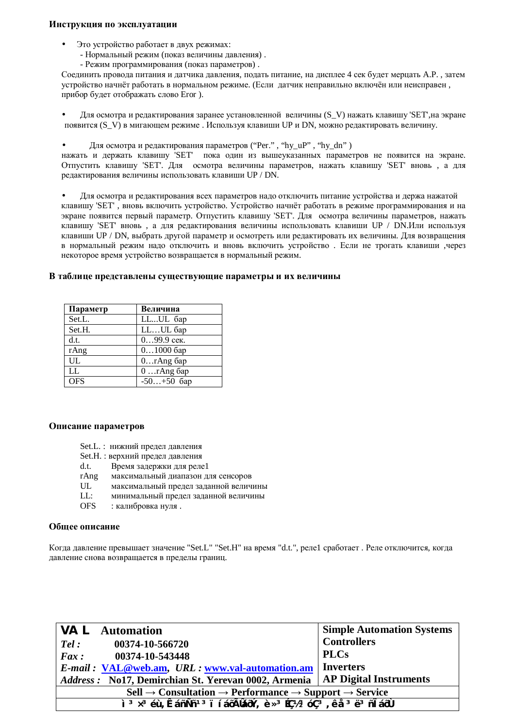**Инструкция по эксплуатации**

- Это устройство работает в двух режимах:
  - Нормальный режим (показ величины давления) .
  - Режим программирования (показ параметров) .

Соединить провода питания и датчика давления, подать питание, на дисплее 4 сек будет мерцать A.P. , затем устройство начнёт работать в нормальном режиме. (Если датчик неправильно включён или неисправен , прибор будет отображать слово Eror ).

- Для осмотра и редактирования заранее установленной величины (S_V) нажать клавишу 'SET',на экране появится (S_V) в мигающем режиме . Используя клавиши UP и DN, можно редактировать величину.

- Для осмотра и редактирования параметров (“Per.” , “hy_uP” , “hy_dn” ) нажать и держать клавишу 'SET' пока один из вышеуказанных параметров не появится на экране. Отпустить клавишу 'SET'. Для осмотра величины параметров, нажать клавишу 'SET' вновь , а для редактирования величины использовать клавиши UP / DN.

- Для осмотра и редактирования всех параметров надо отключить питание устройства и держа нажатой клавишу 'SET' , вновь включить устройство. Устройство начнёт работать в режиме программирования и на экране появится первый параметр. Отпустить клавишу 'SET'. Для осмотра величины параметров, нажать клавишу 'SET' вновь , а для редактирования величины использовать клавиши UP / DN.Или используя клавиши UP / DN, выбрать другой параметр и осмотреть или редактировать их величины. Для возвращения в нормальный режим надо отключить и вновь включить устройство . Если не трогать клавиши ,через некоторое время устройство возвращается в нормальный режим.

**В таблице представлены существующие параметры и их величины**

| Параметр | Величина |
|---|---|
| Set.L. | LL...UL бар |
| Set.H. | LL…UL бар |
| d.t. | 0…99.9 сек. |
| rAng | 0…1000 бар |
| UL | 0…rAng бар |
| LL | 0 …rAng бар |
| OFS | -50…+50 бар |

**Описание параметров**

Set.L. : нижний предел давления
Set.H. : верхний предел давления
d.t. Время задержки для реле1
rAng максимальный диапазон для сенсоров
UL максимальный предел заданной величины
LL: минимальный предел заданной величины
OFS : калибровка нуля .

**Общее описание**

Когда давление превышает значение "Set.L" "Set.H" на время "d.t.", реле1 сработает . Реле отключится, когда давление снова возвращается в пределы границ.

| | |
|---|---|
| **VAL Automation** | **Simple Automation Systems** |
| ***Tel :*** **00374-10-566720** | **Controllers** |
| ***Fax :*** **00374-10-543448** | **PLCs** |
| ***E-mail :*** **VAL@web.am**, ***URL :*** **www.val-automation.am** | **Inverters** |
| ***Address :*** **No17, Demirchian St. Yerevan 0002, Armenia** | **AP Digital Instruments** |

**Sell → Consultation → Performance → Support → Service**

**ì ³ × ³ éù, Ê áñÑ¹ ³ ï íáõÃÛáõÝ, è»³ É³½ áõÙ ³ , êå ³ ë³ ñÏ áõÙ**